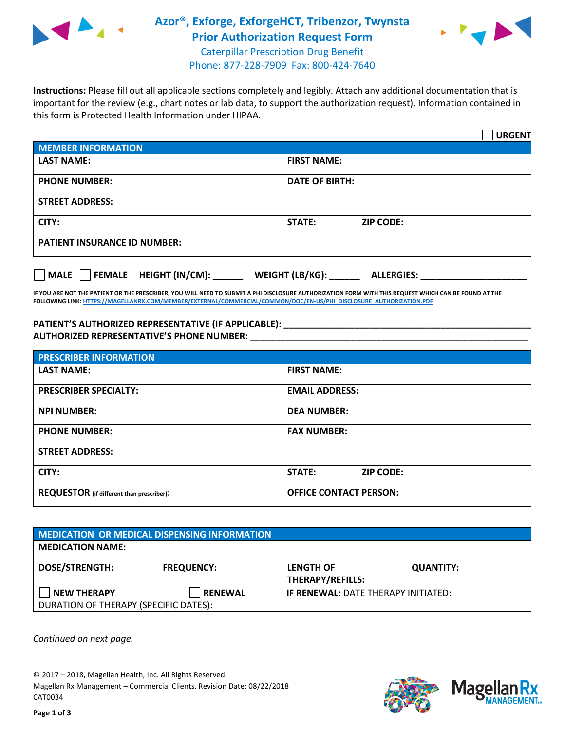# Azor®, Exforge, ExforgeHCT, Tribenzor, Twynsta Prior Authorization Request Form

Caterpillar Prescription Drug Benefit
Phone: 877-228-7909 Fax: 800-424-7640

**Instructions:** Please fill out all applicable sections completely and legibly. Attach any additional documentation that is important for the review (e.g., chart notes or lab data, to support the authorization request). Information contained in this form is Protected Health Information under HIPAA.

☐ **URGENT**

| **MEMBER INFORMATION** | |
|---|---|
| **LAST NAME:** | **FIRST NAME:** |
| **PHONE NUMBER:** | **DATE OF BIRTH:** |
| **STREET ADDRESS:** | |
| **CITY:** | **STATE:** **ZIP CODE:** |
| **PATIENT INSURANCE ID NUMBER:** | |

☐ **MALE** ☐ **FEMALE** **HEIGHT (IN/CM):** ______ **WEIGHT (LB/KG):** ______ **ALLERGIES:** ____________________

**IF YOU ARE NOT THE PATIENT OR THE PRESCRIBER, YOU WILL NEED TO SUBMIT A PHI DISCLOSURE AUTHORIZATION FORM WITH THIS REQUEST WHICH CAN BE FOUND AT THE FOLLOWING LINK: HTTPS://MAGELLANRX.COM/MEMBER/EXTERNAL/COMMERCIAL/COMMON/DOC/EN-US/PHI_DISCLOSURE_AUTHORIZATION.PDF**

**PATIENT'S AUTHORIZED REPRESENTATIVE (IF APPLICABLE):** ____________________________________________
**AUTHORIZED REPRESENTATIVE'S PHONE NUMBER:** ____________________________________________

| **PRESCRIBER INFORMATION** | |
|---|---|
| **LAST NAME:** | **FIRST NAME:** |
| **PRESCRIBER SPECIALTY:** | **EMAIL ADDRESS:** |
| **NPI NUMBER:** | **DEA NUMBER:** |
| **PHONE NUMBER:** | **FAX NUMBER:** |
| **STREET ADDRESS:** | |
| **CITY:** | **STATE:** **ZIP CODE:** |
| **REQUESTOR** (if different than prescriber)**:** | **OFFICE CONTACT PERSON:** |

| **MEDICATION OR MEDICAL DISPENSING INFORMATION** | | | |
|---|---|---|---|
| **MEDICATION NAME:** | | | |
| **DOSE/STRENGTH:** | **FREQUENCY:** | **LENGTH OF THERAPY/REFILLS:** | **QUANTITY:** |
| ☐ **NEW THERAPY** | ☐ **RENEWAL** | **IF RENEWAL:** DATE THERAPY INITIATED: | |
| DURATION OF THERAPY (SPECIFIC DATES): | | | |

*Continued on next page.*

© 2017 – 2018, Magellan Health, Inc. All Rights Reserved.
Magellan Rx Management – Commercial Clients. Revision Date: 08/22/2018
CAT0034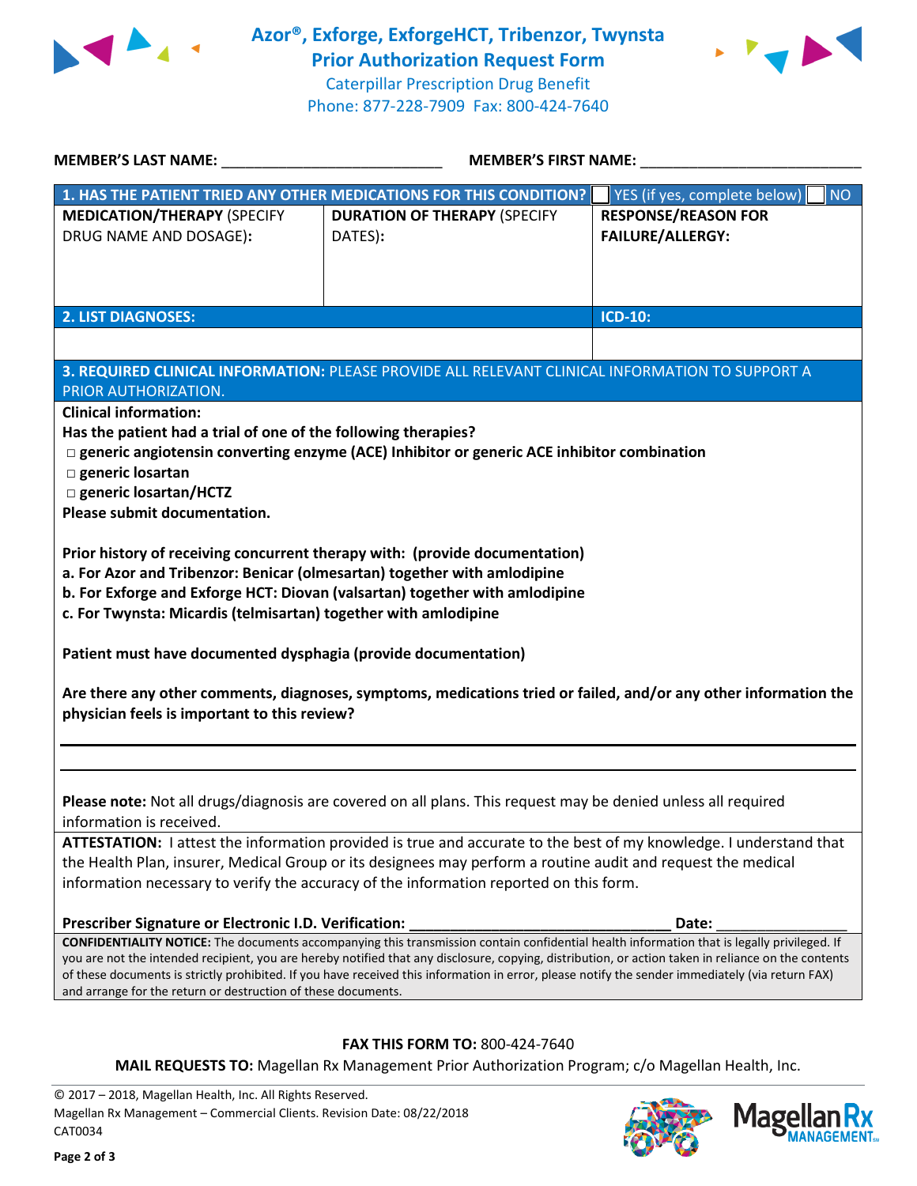# Azor®, Exforge, ExforgeHCT, Tribenzor, Twynsta Prior Authorization Request Form

Caterpillar Prescription Drug Benefit

Phone: 877-228-7909 Fax: 800-424-7640

**MEMBER'S LAST NAME:** ___________________________ **MEMBER'S FIRST NAME:** ___________________________

| **1. HAS THE PATIENT TRIED ANY OTHER MEDICATIONS FOR THIS CONDITION?** | | ☐ YES (if yes, complete below) ☐ NO |
|---|---|---|
| **MEDICATION/THERAPY** (SPECIFY DRUG NAME AND DOSAGE): | **DURATION OF THERAPY** (SPECIFY DATES): | **RESPONSE/REASON FOR FAILURE/ALLERGY:** |
| | | |

| **2. LIST DIAGNOSES:** | **ICD-10:** |
|---|---|
| | |

**3. REQUIRED CLINICAL INFORMATION:** PLEASE PROVIDE ALL RELEVANT CLINICAL INFORMATION TO SUPPORT A PRIOR AUTHORIZATION.

**Clinical information:**

**Has the patient had a trial of one of the following therapies?**

- ☐ **generic angiotensin converting enzyme (ACE) Inhibitor or generic ACE inhibitor combination**
- ☐ **generic losartan**
- ☐ **generic losartan/HCTZ**

**Please submit documentation.**

**Prior history of receiving concurrent therapy with: (provide documentation)**

**a. For Azor and Tribenzor: Benicar (olmesartan) together with amlodipine**

**b. For Exforge and Exforge HCT: Diovan (valsartan) together with amlodipine**

**c. For Twynsta: Micardis (telmisartan) together with amlodipine**

**Patient must have documented dysphagia (provide documentation)**

**Are there any other comments, diagnoses, symptoms, medications tried or failed, and/or any other information the physician feels is important to this review?**

___________________________________________________________________________

___________________________________________________________________________

**Please note:** Not all drugs/diagnosis are covered on all plans. This request may be denied unless all required information is received.

**ATTESTATION:** I attest the information provided is true and accurate to the best of my knowledge. I understand that the Health Plan, insurer, Medical Group or its designees may perform a routine audit and request the medical information necessary to verify the accuracy of the information reported on this form.

**Prescriber Signature or Electronic I.D. Verification:** _________________________________ **Date:** ________________

**CONFIDENTIALITY NOTICE:** The documents accompanying this transmission contain confidential health information that is legally privileged. If you are not the intended recipient, you are hereby notified that any disclosure, copying, distribution, or action taken in reliance on the contents of these documents is strictly prohibited. If you have received this information in error, please notify the sender immediately (via return FAX) and arrange for the return or destruction of these documents.

**FAX THIS FORM TO:** 800-424-7640

**MAIL REQUESTS TO:** Magellan Rx Management Prior Authorization Program; c/o Magellan Health, Inc.

© 2017 – 2018, Magellan Health, Inc. All Rights Reserved.
Magellan Rx Management – Commercial Clients. Revision Date: 08/22/2018
CAT0034